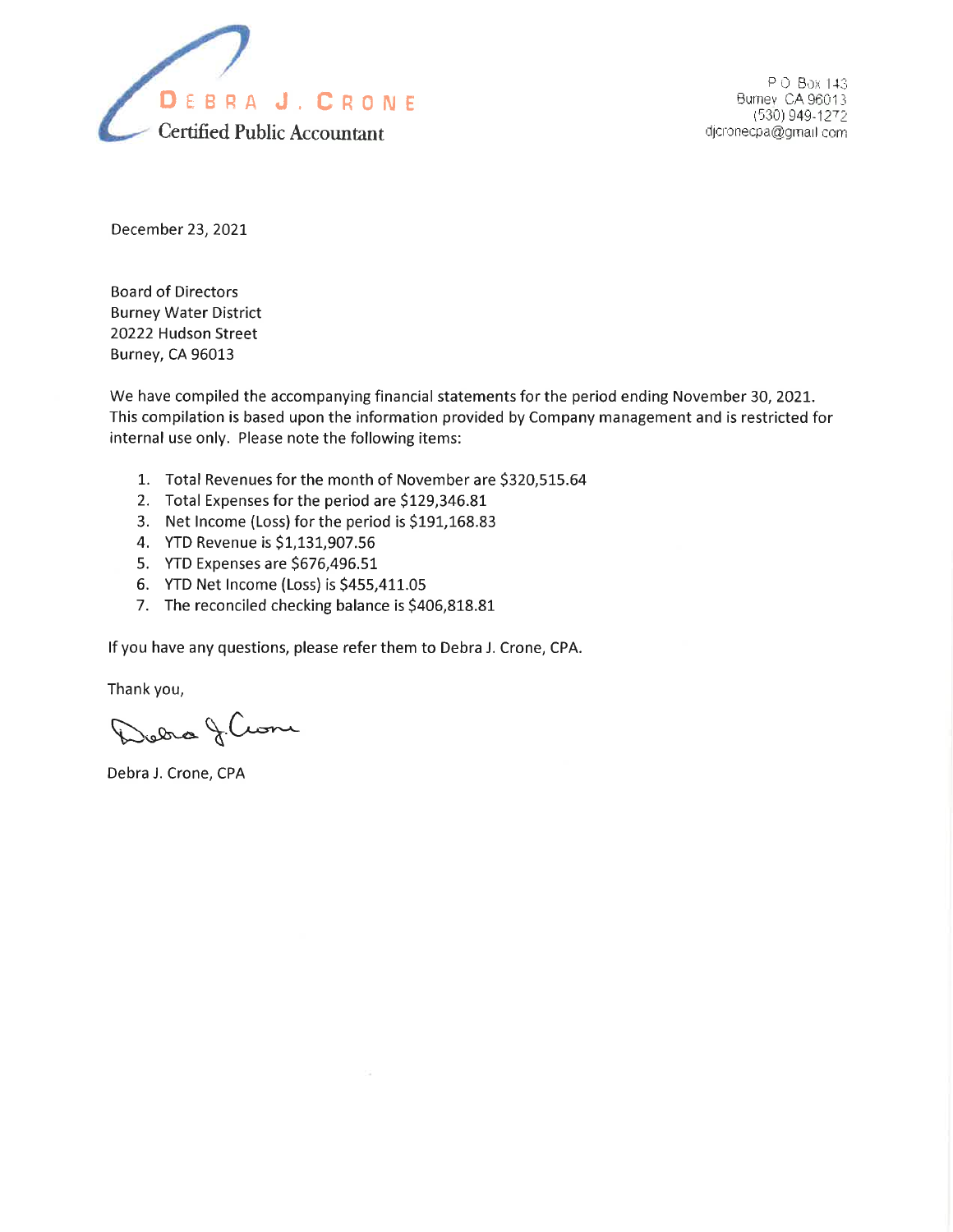**DEBRA J. CRONE**
Certified Public Accountant

P O Box 143
Burney CA 96013
(530) 949-1272
djcronecpa@gmail.com

December 23, 2021

Board of Directors
Burney Water District
20222 Hudson Street
Burney, CA 96013

We have compiled the accompanying financial statements for the period ending November 30, 2021. This compilation is based upon the information provided by Company management and is restricted for internal use only. Please note the following items:

1. Total Revenues for the month of November are $320,515.64
2. Total Expenses for the period are $129,346.81
3. Net Income (Loss) for the period is $191,168.83
4. YTD Revenue is $1,131,907.56
5. YTD Expenses are $676,496.51
6. YTD Net Income (Loss) is $455,411.05
7. The reconciled checking balance is $406,818.81

If you have any questions, please refer them to Debra J. Crone, CPA.

Thank you,

Debra J. Crone

Debra J. Crone, CPA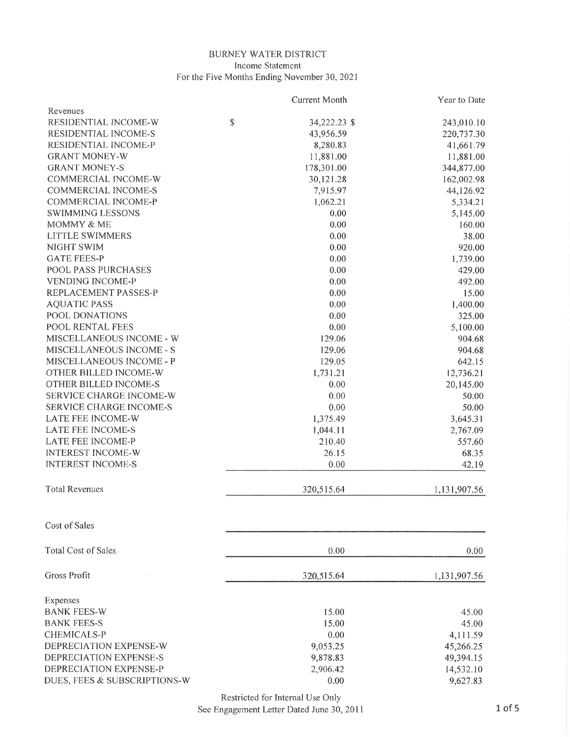# BURNEY WATER DISTRICT

Income Statement

For the Five Months Ending November 30, 2021

| | Current Month | Year to Date |
|---|---|---|
| **Revenues** | | |
| RESIDENTIAL INCOME-W | $ 34,222.23 | $ 243,010.10 |
| RESIDENTIAL INCOME-S | 43,956.59 | 220,737.30 |
| RESIDENTIAL INCOME-P | 8,280.83 | 41,661.79 |
| GRANT MONEY-W | 11,881.00 | 11,881.00 |
| GRANT MONEY-S | 178,301.00 | 344,877.00 |
| COMMERCIAL INCOME-W | 30,121.28 | 162,002.98 |
| COMMERCIAL INCOME-S | 7,915.97 | 44,126.92 |
| COMMERCIAL INCOME-P | 1,062.21 | 5,334.21 |
| SWIMMING LESSONS | 0.00 | 5,145.00 |
| MOMMY & ME | 0.00 | 160.00 |
| LITTLE SWIMMERS | 0.00 | 38.00 |
| NIGHT SWIM | 0.00 | 920.00 |
| GATE FEES-P | 0.00 | 1,739.00 |
| POOL PASS PURCHASES | 0.00 | 429.00 |
| VENDING INCOME-P | 0.00 | 492.00 |
| REPLACEMENT PASSES-P | 0.00 | 15.00 |
| AQUATIC PASS | 0.00 | 1,400.00 |
| POOL DONATIONS | 0.00 | 325.00 |
| POOL RENTAL FEES | 0.00 | 5,100.00 |
| MISCELLANEOUS INCOME - W | 129.06 | 904.68 |
| MISCELLANEOUS INCOME - S | 129.06 | 904.68 |
| MISCELLANEOUS INCOME - P | 129.05 | 642.15 |
| OTHER BILLED INCOME-W | 1,731.21 | 12,736.21 |
| OTHER BILLED INCOME-S | 0.00 | 20,145.00 |
| SERVICE CHARGE INCOME-W | 0.00 | 50.00 |
| SERVICE CHARGE INCOME-S | 0.00 | 50.00 |
| LATE FEE INCOME-W | 1,375.49 | 3,645.31 |
| LATE FEE INCOME-S | 1,044.11 | 2,767.09 |
| LATE FEE INCOME-P | 210.40 | 557.60 |
| INTEREST INCOME-W | 26.15 | 68.35 |
| INTEREST INCOME-S | 0.00 | 42.19 |
| Total Revenues | 320,515.64 | 1,131,907.56 |
| | | |
| **Cost of Sales** | | |
| Total Cost of Sales | 0.00 | 0.00 |
| Gross Profit | 320,515.64 | 1,131,907.56 |
| | | |
| **Expenses** | | |
| BANK FEES-W | 15.00 | 45.00 |
| BANK FEES-S | 15.00 | 45.00 |
| CHEMICALS-P | 0.00 | 4,111.59 |
| DEPRECIATION EXPENSE-W | 9,053.25 | 45,266.25 |
| DEPRECIATION EXPENSE-S | 9,878.83 | 49,394.15 |
| DEPRECIATION EXPENSE-P | 2,906.42 | 14,532.10 |
| DUES, FEES & SUBSCRIPTIONS-W | 0.00 | 9,627.83 |

Restricted for Internal Use Only
See Engagement Letter Dated June 30, 2011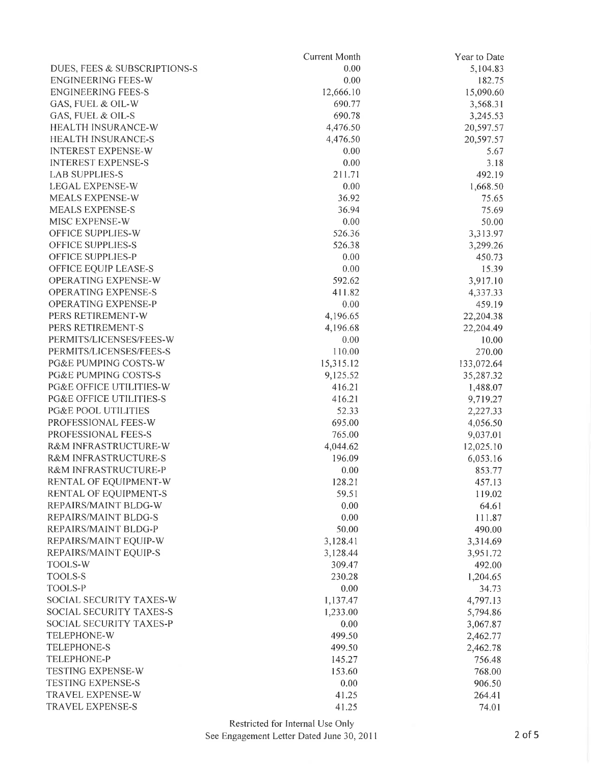|  | Current Month | Year to Date |
|---|---|---|
| DUES, FEES & SUBSCRIPTIONS-S | 0.00 | 5,104.83 |
| ENGINEERING FEES-W | 0.00 | 182.75 |
| ENGINEERING FEES-S | 12,666.10 | 15,090.60 |
| GAS, FUEL & OIL-W | 690.77 | 3,568.31 |
| GAS, FUEL & OIL-S | 690.78 | 3,245.53 |
| HEALTH INSURANCE-W | 4,476.50 | 20,597.57 |
| HEALTH INSURANCE-S | 4,476.50 | 20,597.57 |
| INTEREST EXPENSE-W | 0.00 | 5.67 |
| INTEREST EXPENSE-S | 0.00 | 3.18 |
| LAB SUPPLIES-S | 211.71 | 492.19 |
| LEGAL EXPENSE-W | 0.00 | 1,668.50 |
| MEALS EXPENSE-W | 36.92 | 75.65 |
| MEALS EXPENSE-S | 36.94 | 75.69 |
| MISC EXPENSE-W | 0.00 | 50.00 |
| OFFICE SUPPLIES-W | 526.36 | 3,313.97 |
| OFFICE SUPPLIES-S | 526.38 | 3,299.26 |
| OFFICE SUPPLIES-P | 0.00 | 450.73 |
| OFFICE EQUIP LEASE-S | 0.00 | 15.39 |
| OPERATING EXPENSE-W | 592.62 | 3,917.10 |
| OPERATING EXPENSE-S | 411.82 | 4,337.33 |
| OPERATING EXPENSE-P | 0.00 | 459.19 |
| PERS RETIREMENT-W | 4,196.65 | 22,204.38 |
| PERS RETIREMENT-S | 4,196.68 | 22,204.49 |
| PERMITS/LICENSES/FEES-W | 0.00 | 10.00 |
| PERMITS/LICENSES/FEES-S | 110.00 | 270.00 |
| PG&E PUMPING COSTS-W | 15,315.12 | 133,072.64 |
| PG&E PUMPING COSTS-S | 9,125.52 | 35,287.32 |
| PG&E OFFICE UTILITIES-W | 416.21 | 1,488.07 |
| PG&E OFFICE UTILITIES-S | 416.21 | 9,719.27 |
| PG&E POOL UTILITIES | 52.33 | 2,227.33 |
| PROFESSIONAL FEES-W | 695.00 | 4,056.50 |
| PROFESSIONAL FEES-S | 765.00 | 9,037.01 |
| R&M INFRASTRUCTURE-W | 4,044.62 | 12,025.10 |
| R&M INFRASTRUCTURE-S | 196.09 | 6,053.16 |
| R&M INFRASTRUCTURE-P | 0.00 | 853.77 |
| RENTAL OF EQUIPMENT-W | 128.21 | 457.13 |
| RENTAL OF EQUIPMENT-S | 59.51 | 119.02 |
| REPAIRS/MAINT BLDG-W | 0.00 | 64.61 |
| REPAIRS/MAINT BLDG-S | 0.00 | 111.87 |
| REPAIRS/MAINT BLDG-P | 50.00 | 490.00 |
| REPAIRS/MAINT EQUIP-W | 3,128.41 | 3,314.69 |
| REPAIRS/MAINT EQUIP-S | 3,128.44 | 3,951.72 |
| TOOLS-W | 309.47 | 492.00 |
| TOOLS-S | 230.28 | 1,204.65 |
| TOOLS-P | 0.00 | 34.73 |
| SOCIAL SECURITY TAXES-W | 1,137.47 | 4,797.13 |
| SOCIAL SECURITY TAXES-S | 1,233.00 | 5,794.86 |
| SOCIAL SECURITY TAXES-P | 0.00 | 3,067.87 |
| TELEPHONE-W | 499.50 | 2,462.77 |
| TELEPHONE-S | 499.50 | 2,462.78 |
| TELEPHONE-P | 145.27 | 756.48 |
| TESTING EXPENSE-W | 153.60 | 768.00 |
| TESTING EXPENSE-S | 0.00 | 906.50 |
| TRAVEL EXPENSE-W | 41.25 | 264.41 |
| TRAVEL EXPENSE-S | 41.25 | 74.01 |

Restricted for Internal Use Only
See Engagement Letter Dated June 30, 2011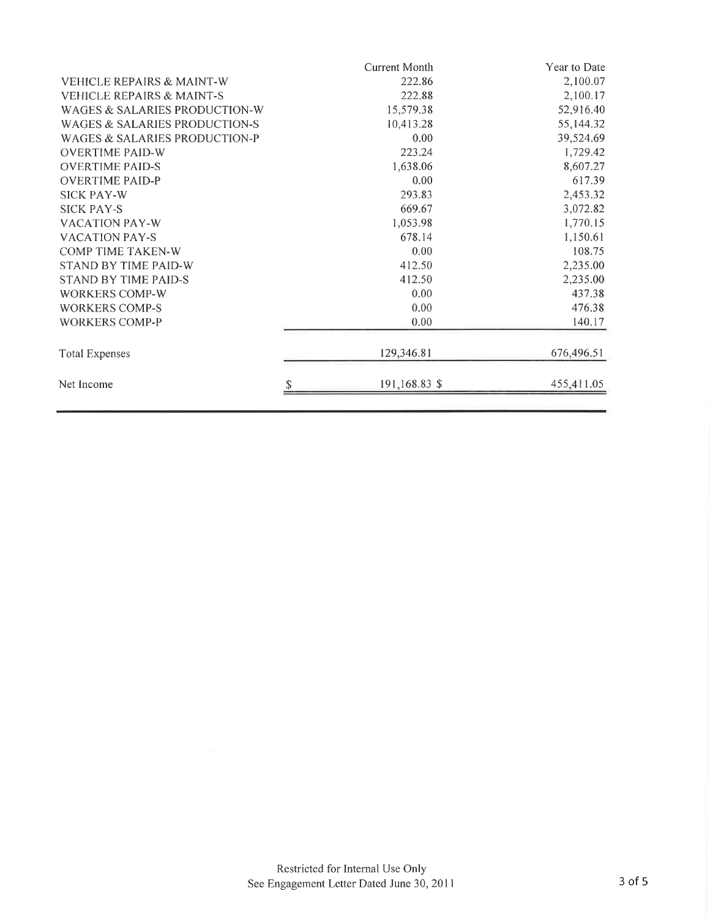| | Current Month | Year to Date |
|---|---|---|
| VEHICLE REPAIRS & MAINT-W | 222.86 | 2,100.07 |
| VEHICLE REPAIRS & MAINT-S | 222.88 | 2,100.17 |
| WAGES & SALARIES PRODUCTION-W | 15,579.38 | 52,916.40 |
| WAGES & SALARIES PRODUCTION-S | 10,413.28 | 55,144.32 |
| WAGES & SALARIES PRODUCTION-P | 0.00 | 39,524.69 |
| OVERTIME PAID-W | 223.24 | 1,729.42 |
| OVERTIME PAID-S | 1,638.06 | 8,607.27 |
| OVERTIME PAID-P | 0.00 | 617.39 |
| SICK PAY-W | 293.83 | 2,453.32 |
| SICK PAY-S | 669.67 | 3,072.82 |
| VACATION PAY-W | 1,053.98 | 1,770.15 |
| VACATION PAY-S | 678.14 | 1,150.61 |
| COMP TIME TAKEN-W | 0.00 | 108.75 |
| STAND BY TIME PAID-W | 412.50 | 2,235.00 |
| STAND BY TIME PAID-S | 412.50 | 2,235.00 |
| WORKERS COMP-W | 0.00 | 437.38 |
| WORKERS COMP-S | 0.00 | 476.38 |
| WORKERS COMP-P | 0.00 | 140.17 |
| Total Expenses | 129,346.81 | 676,496.51 |
| Net Income | $ 191,168.83 | $ 455,411.05 |

Restricted for Internal Use Only
See Engagement Letter Dated June 30, 2011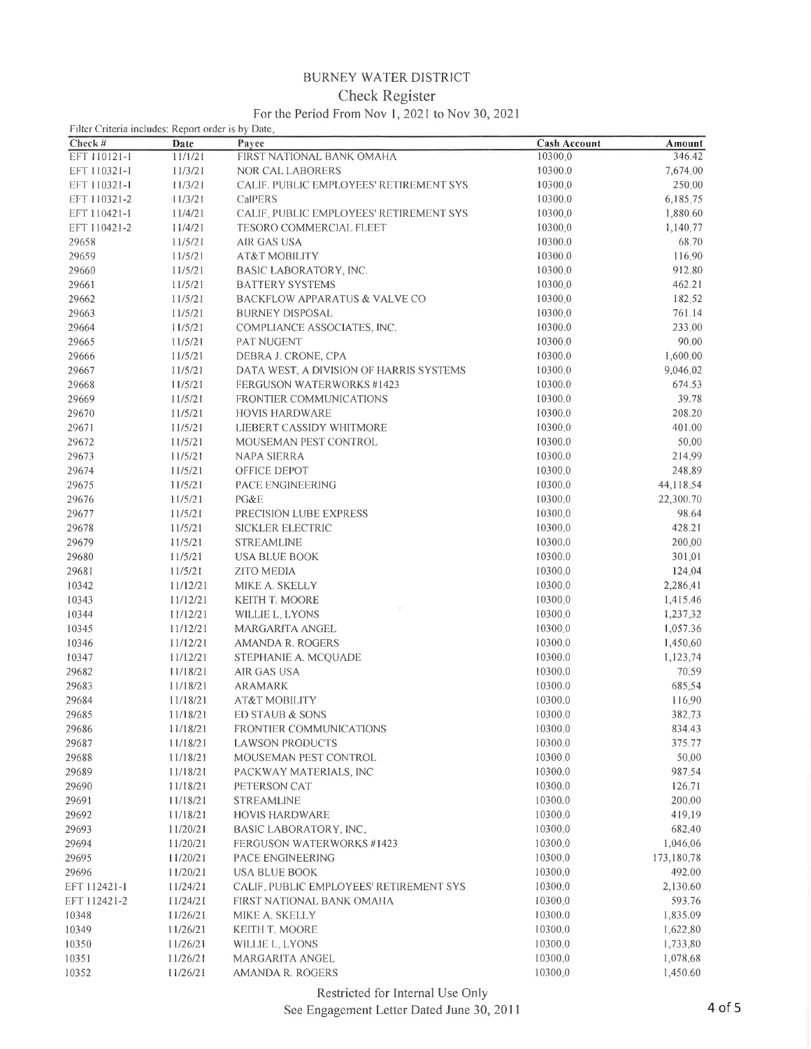# BURNEY WATER DISTRICT

## Check Register

For the Period From Nov 1, 2021 to Nov 30, 2021

Filter Criteria includes: Report order is by Date.

| Check # | Date | Payee | Cash Account | Amount |
|---|---|---|---|---|
| EFT 110121-1 | 11/1/21 | FIRST NATIONAL BANK OMAHA | 10300.0 | 346.42 |
| EFT 110321-1 | 11/3/21 | NOR CAL LABORERS | 10300.0 | 7,674.00 |
| EFT 110321-1 | 11/3/21 | CALIF. PUBLIC EMPLOYEES' RETIREMENT SYS | 10300.0 | 250.00 |
| EFT 110321-2 | 11/3/21 | CalPERS | 10300.0 | 6,185.75 |
| EFT 110421-1 | 11/4/21 | CALIF. PUBLIC EMPLOYEES' RETIREMENT SYS | 10300.0 | 1,880.60 |
| EFT 110421-2 | 11/4/21 | TESORO COMMERCIAL FLEET | 10300.0 | 1,140.77 |
| 29658 | 11/5/21 | AIR GAS USA | 10300.0 | 68.70 |
| 29659 | 11/5/21 | AT&T MOBILITY | 10300.0 | 116.90 |
| 29660 | 11/5/21 | BASIC LABORATORY, INC. | 10300.0 | 912.80 |
| 29661 | 11/5/21 | BATTERY SYSTEMS | 10300.0 | 462.21 |
| 29662 | 11/5/21 | BACKFLOW APPARATUS & VALVE CO | 10300.0 | 182.52 |
| 29663 | 11/5/21 | BURNEY DISPOSAL | 10300.0 | 761.14 |
| 29664 | 11/5/21 | COMPLIANCE ASSOCIATES, INC. | 10300.0 | 233.00 |
| 29665 | 11/5/21 | PAT NUGENT | 10300.0 | 90.00 |
| 29666 | 11/5/21 | DEBRA J. CRONE, CPA | 10300.0 | 1,600.00 |
| 29667 | 11/5/21 | DATA WEST, A DIVISION OF HARRIS SYSTEMS | 10300.0 | 9,046.02 |
| 29668 | 11/5/21 | FERGUSON WATERWORKS #1423 | 10300.0 | 674.53 |
| 29669 | 11/5/21 | FRONTIER COMMUNICATIONS | 10300.0 | 39.78 |
| 29670 | 11/5/21 | HOVIS HARDWARE | 10300.0 | 208.20 |
| 29671 | 11/5/21 | LIEBERT CASSIDY WHITMORE | 10300.0 | 401.00 |
| 29672 | 11/5/21 | MOUSEMAN PEST CONTROL | 10300.0 | 50.00 |
| 29673 | 11/5/21 | NAPA SIERRA | 10300.0 | 214.99 |
| 29674 | 11/5/21 | OFFICE DEPOT | 10300.0 | 248.89 |
| 29675 | 11/5/21 | PACE ENGINEERING | 10300.0 | 44,118.54 |
| 29676 | 11/5/21 | PG&E | 10300.0 | 22,300.70 |
| 29677 | 11/5/21 | PRECISION LUBE EXPRESS | 10300.0 | 98.64 |
| 29678 | 11/5/21 | SICKLER ELECTRIC | 10300.0 | 428.21 |
| 29679 | 11/5/21 | STREAMLINE | 10300.0 | 200.00 |
| 29680 | 11/5/21 | USA BLUE BOOK | 10300.0 | 301.01 |
| 29681 | 11/5/21 | ZITO MEDIA | 10300.0 | 124.04 |
| 10342 | 11/12/21 | MIKE A. SKELLY | 10300.0 | 2,286.41 |
| 10343 | 11/12/21 | KEITH T. MOORE | 10300.0 | 1,415.46 |
| 10344 | 11/12/21 | WILLIE L. LYONS | 10300.0 | 1,237.32 |
| 10345 | 11/12/21 | MARGARITA ANGEL | 10300.0 | 1,057.36 |
| 10346 | 11/12/21 | AMANDA R. ROGERS | 10300.0 | 1,450.60 |
| 10347 | 11/12/21 | STEPHANIE A. MCQUADE | 10300.0 | 1,123.74 |
| 29682 | 11/18/21 | AIR GAS USA | 10300.0 | 70.59 |
| 29683 | 11/18/21 | ARAMARK | 10300.0 | 685.54 |
| 29684 | 11/18/21 | AT&T MOBILITY | 10300.0 | 116.90 |
| 29685 | 11/18/21 | ED STAUB & SONS | 10300.0 | 382.73 |
| 29686 | 11/18/21 | FRONTIER COMMUNICATIONS | 10300.0 | 834.43 |
| 29687 | 11/18/21 | LAWSON PRODUCTS | 10300.0 | 375.77 |
| 29688 | 11/18/21 | MOUSEMAN PEST CONTROL | 10300.0 | 50.00 |
| 29689 | 11/18/21 | PACKWAY MATERIALS, INC | 10300.0 | 987.54 |
| 29690 | 11/18/21 | PETERSON CAT | 10300.0 | 126.71 |
| 29691 | 11/18/21 | STREAMLINE | 10300.0 | 200.00 |
| 29692 | 11/18/21 | HOVIS HARDWARE | 10300.0 | 419.19 |
| 29693 | 11/20/21 | BASIC LABORATORY, INC. | 10300.0 | 682.40 |
| 29694 | 11/20/21 | FERGUSON WATERWORKS #1423 | 10300.0 | 1,046.06 |
| 29695 | 11/20/21 | PACE ENGINEERING | 10300.0 | 173,180.78 |
| 29696 | 11/20/21 | USA BLUE BOOK | 10300.0 | 492.00 |
| EFT 112421-1 | 11/24/21 | CALIF. PUBLIC EMPLOYEES' RETIREMENT SYS | 10300.0 | 2,130.60 |
| EFT 112421-2 | 11/24/21 | FIRST NATIONAL BANK OMAHA | 10300.0 | 593.76 |
| 10348 | 11/26/21 | MIKE A. SKELLY | 10300.0 | 1,835.09 |
| 10349 | 11/26/21 | KEITH T. MOORE | 10300.0 | 1,622.80 |
| 10350 | 11/26/21 | WILLIE L. LYONS | 10300.0 | 1,733.80 |
| 10351 | 11/26/21 | MARGARITA ANGEL | 10300.0 | 1,078.68 |
| 10352 | 11/26/21 | AMANDA R. ROGERS | 10300.0 | 1,450.60 |

Restricted for Internal Use Only
See Engagement Letter Dated June 30, 2011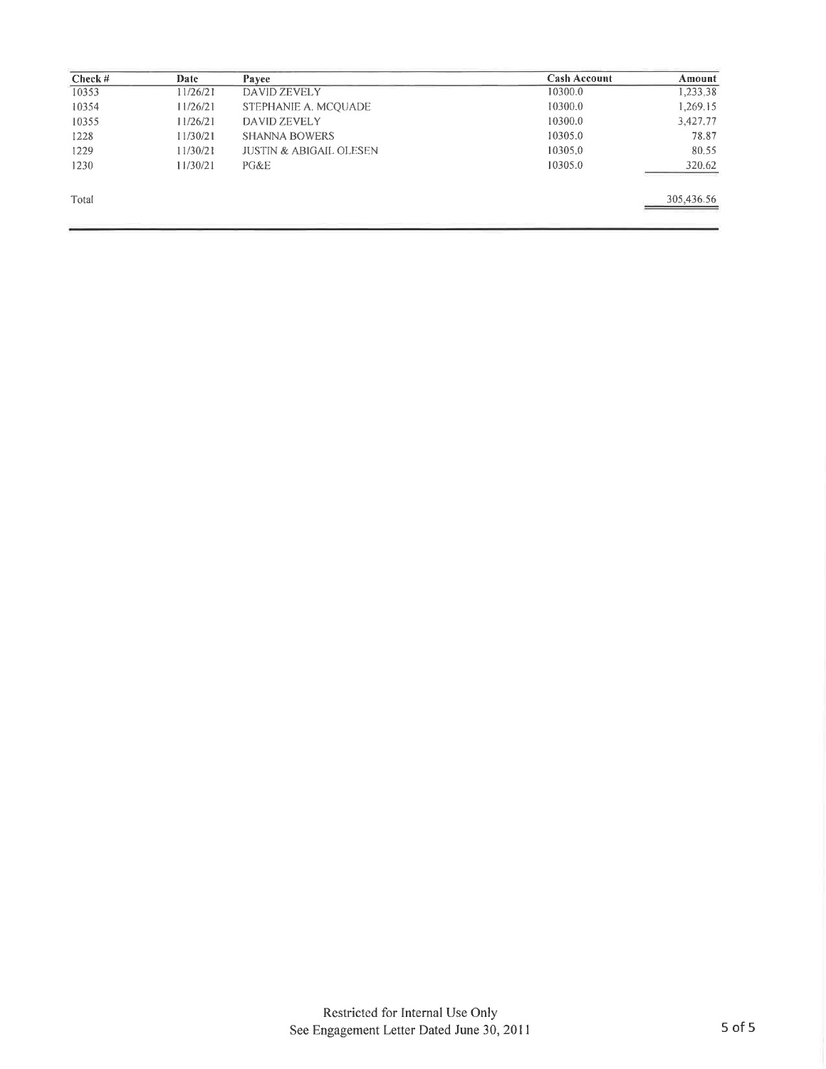| Check # | Date | Payee | Cash Account | Amount |
|---|---|---|---|---|
| 10353 | 11/26/21 | DAVID ZEVELY | 10300.0 | 1,233.38 |
| 10354 | 11/26/21 | STEPHANIE A. MCQUADE | 10300.0 | 1,269.15 |
| 10355 | 11/26/21 | DAVID ZEVELY | 10300.0 | 3,427.77 |
| 1228 | 11/30/21 | SHANNA BOWERS | 10305.0 | 78.87 |
| 1229 | 11/30/21 | JUSTIN & ABIGAIL OLESEN | 10305.0 | 80.55 |
| 1230 | 11/30/21 | PG&E | 10305.0 | 320.62 |
| Total | | | | 305,436.56 |

Restricted for Internal Use Only
See Engagement Letter Dated June 30, 2011